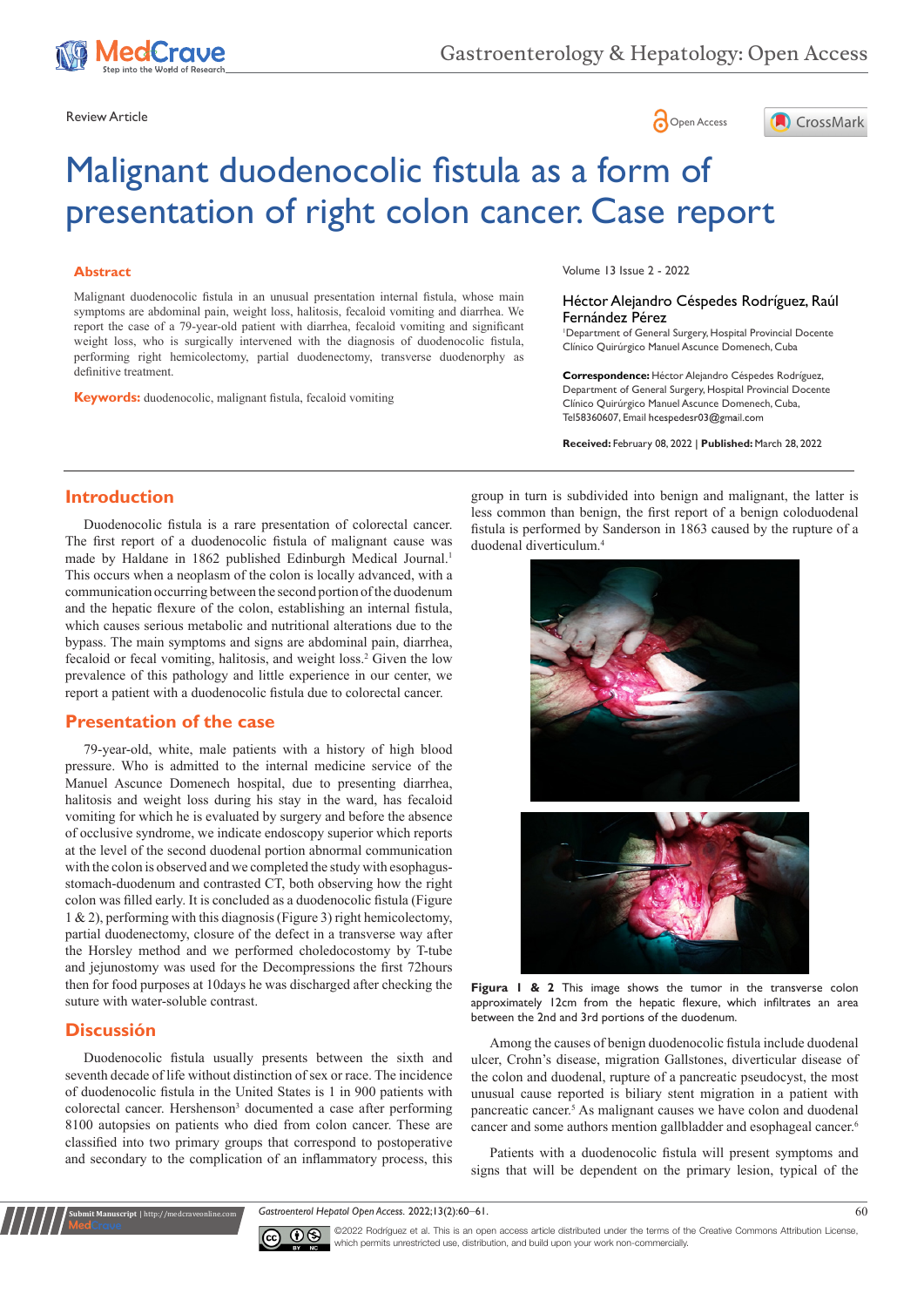Review Article

# Malignant duodenocolic fistula as a form of presentation of right colon cancer. Case report

## Abstract

Malignant duodenocolic fistula in an unusual presentation internal fistula, whose main symptoms are abdominal pain, weight loss, halitosis, fecaloid vomiting and diarrhea. We report the case of a 79-year-old patient with diarrhea, fecaloid vomiting and significant weight loss, who is surgically intervened with the diagnosis of duodenocolic fistula, performing right hemicolectomy, partial duodenectomy, transverse duodenorphy as definitive treatment.

**Keywords:** duodenocolic, malignant fistula, fecaloid vomiting

Volume 13 Issue 2 - 2022

Héctor Alejandro Céspedes Rodríguez, Raúl Fernández Pérez

[1]Department of General Surgery, Hospital Provincial Docente Clínico Quirúrgico Manuel Ascunce Domenech, Cuba

**Correspondence:** Héctor Alejandro Céspedes Rodríguez, Department of General Surgery, Hospital Provincial Docente Clínico Quirúrgico Manuel Ascunce Domenech, Cuba, Tel58360607, Email hcespedesr03@gmail.com

**Received:** February 08, 2022 | **Published:** March 28, 2022

## Introduction

Duodenocolic fistula is a rare presentation of colorectal cancer. The first report of a duodenocolic fistula of malignant cause was made by Haldane in 1862 published Edinburgh Medical Journal.[1] This occurs when a neoplasm of the colon is locally advanced, with a communication occurring between the second portion of the duodenum and the hepatic flexure of the colon, establishing an internal fistula, which causes serious metabolic and nutritional alterations due to the bypass. The main symptoms and signs are abdominal pain, diarrhea, fecaloid or fecal vomiting, halitosis, and weight loss.[2] Given the low prevalence of this pathology and little experience in our center, we report a patient with a duodenocolic fistula due to colorectal cancer.

## Presentation of the case

79-year-old, white, male patients with a history of high blood pressure. Who is admitted to the internal medicine service of the Manuel Ascunce Domenech hospital, due to presenting diarrhea, halitosis and weight loss during his stay in the ward, has fecaloid vomiting for which he is evaluated by surgery and before the absence of occlusive syndrome, we indicate endoscopy superior which reports at the level of the second duodenal portion abnormal communication with the colon is observed and we completed the study with esophagus-stomach-duodenum and contrasted CT, both observing how the right colon was filled early. It is concluded as a duodenocolic fistula (Figure 1 & 2), performing with this diagnosis (Figure 3) right hemicolectomy, partial duodenectomy, closure of the defect in a transverse way after the Horsley method and we performed choledocostomy by T-tube and jejunostomy was used for the Decompressions the first 72hours then for food purposes at 10days he was discharged after checking the suture with water-soluble contrast.

## Discussión

Duodenocolic fistula usually presents between the sixth and seventh decade of life without distinction of sex or race. The incidence of duodenocolic fistula in the United States is 1 in 900 patients with colorectal cancer. Hershenson[3] documented a case after performing 8100 autopsies on patients who died from colon cancer. These are classified into two primary groups that correspond to postoperative and secondary to the complication of an inflammatory process, this group in turn is subdivided into benign and malignant, the latter is less common than benign, the first report of a benign coloduodenal fistula is performed by Sanderson in 1863 caused by the rupture of a duodenal diverticulum.[4]

**Figura 1 & 2** This image shows the tumor in the transverse colon approximately 12cm from the hepatic flexure, which infiltrates an area between the 2nd and 3rd portions of the duodenum.

Among the causes of benign duodenocolic fistula include duodenal ulcer, Crohn's disease, migration Gallstones, diverticular disease of the colon and duodenal, rupture of a pancreatic pseudocyst, the most unusual cause reported is biliary stent migration in a patient with pancreatic cancer.[5] As malignant causes we have colon and duodenal cancer and some authors mention gallbladder and esophageal cancer.[6]

Patients with a duodenocolic fistula will present symptoms and signs that will be dependent on the primary lesion, typical of the

©2022 Rodríguez et al. This is an open access article distributed under the terms of the Creative Commons Attribution License, which permits unrestricted use, distribution, and build upon your work non-commercially.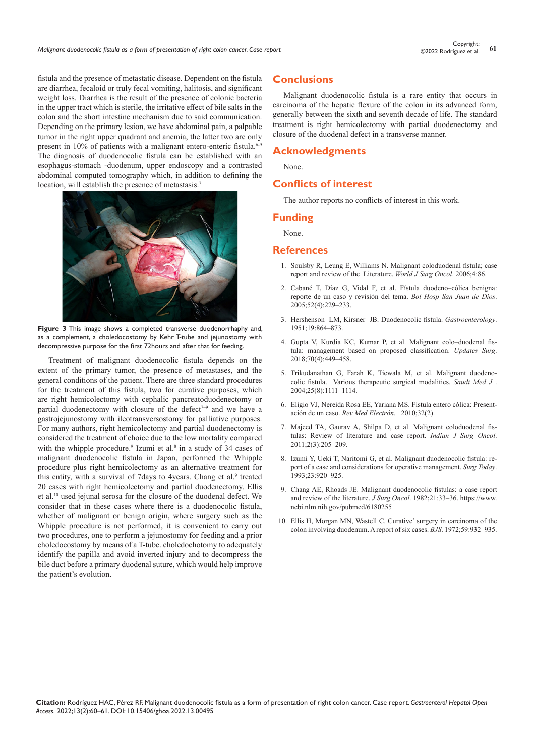fistula and the presence of metastatic disease. Dependent on the fistula are diarrhea, fecaloid or truly fecal vomiting, halitosis, and significant weight loss. Diarrhea is the result of the presence of colonic bacteria in the upper tract which is sterile, the irritative effect of bile salts in the colon and the short intestine mechanism due to said communication. Depending on the primary lesion, we have abdominal pain, a palpable tumor in the right upper quadrant and anemia, the latter two are only present in 10% of patients with a malignant entero-enteric fistula.[6-9] The diagnosis of duodenocolic fistula can be established with an esophagus-stomach -duodenum, upper endoscopy and a contrasted abdominal computed tomography which, in addition to defining the location, will establish the presence of metastasis.[7]

**Figure 3** This image shows a completed transverse duodenorrhaphy and, as a complement, a choledocostomy by Kehr T-tube and jejunostomy with decompressive purpose for the first 72hours and after that for feeding.

Treatment of malignant duodenocolic fistula depends on the extent of the primary tumor, the presence of metastases, and the general conditions of the patient. There are three standard procedures for the treatment of this fistula, two for curative purposes, which are right hemicolectomy with cephalic pancreatoduodenectomy or partial duodenectomy with closure of the defect[7–9] and we have a gastrojejunostomy with ileotransversostomy for palliative purposes. For many authors, right hemicolectomy and partial duodenectomy is considered the treatment of choice due to the low mortality compared with the whipple procedure.[9] Izumi et al.[8] in a study of 34 cases of malignant duodenocolic fistula in Japan, performed the Whipple procedure plus right hemicolectomy as an alternative treatment for this entity, with a survival of 7days to 4years. Chang et al.[9] treated 20 cases with right hemicolectomy and partial duodenectomy. Ellis et al.[10] used jejunal serosa for the closure of the duodenal defect. We consider that in these cases where there is a duodenocolic fistula, whether of malignant or benign origin, where surgery such as the Whipple procedure is not performed, it is convenient to carry out two procedures, one to perform a jejunostomy for feeding and a prior choledocostomy by means of a T-tube. choledochotomy to adequately identify the papilla and avoid inverted injury and to decompress the bile duct before a primary duodenal suture, which would help improve the patient's evolution.

## Conclusions

Malignant duodenocolic fistula is a rare entity that occurs in carcinoma of the hepatic flexure of the colon in its advanced form, generally between the sixth and seventh decade of life. The standard treatment is right hemicolectomy with partial duodenectomy and closure of the duodenal defect in a transverse manner.

## Acknowledgments

None.

## Conflicts of interest

The author reports no conflicts of interest in this work.

## Funding

None.

## References

1. Soulsby R, Leung E, Williams N. Malignant coloduodenal fistula; case report and review of the Literature. *World J Surg Oncol*. 2006;4:86.
2. Cabané T, Díaz G, Vidal F, et al. Fístula duodeno–cólica benigna: reporte de un caso y revisión del tema. *Bol Hosp San Juan de Dios*. 2005;52(4):229–233.
3. Hershenson LM, Kirsner JB. Duodenocolic fistula. *Gastroenterology*. 1951;19:864–873.
4. Gupta V, Kurdia KC, Kumar P, et al. Malignant colo–duodenal fistula: management based on proposed classification. *Updates Surg*. 2018;70(4):449–458.
5. Trikudanathan G, Farah K, Tiewala M, et al. Malignant duodenocolic fistula. Various therapeutic surgical modalities. *Saudi Med J* . 2004;25(8):1111–1114.
6. Eligio VJ, Nereida Rosa EE, Yariana MS. Fístula entero cólica: Presentación de un caso. *Rev Med Electrón*. 2010;32(2).
7. Majeed TA, Gaurav A, Shilpa D, et al. Malignant coloduodenal fistulas: Review of literature and case report. *Indian J Surg Oncol*. 2011;2(3):205–209.
8. Izumi Y, Ueki T, Naritomi G, et al. Malignant duodenocolic fistula: report of a case and considerations for operative management. *Surg Today*. 1993;23:920–925.
9. Chang AE, Rhoads JE. Malignant duodenocolic fistulas: a case report and review of the literature. *J Surg Oncol*. 1982;21:33–36. https://www.ncbi.nlm.nih.gov/pubmed/6180255
10. Ellis H, Morgan MN, Wastell C. Curative' surgery in carcinoma of the colon involving duodenum. A report of six cases. *BJS*. 1972;59:932–935.